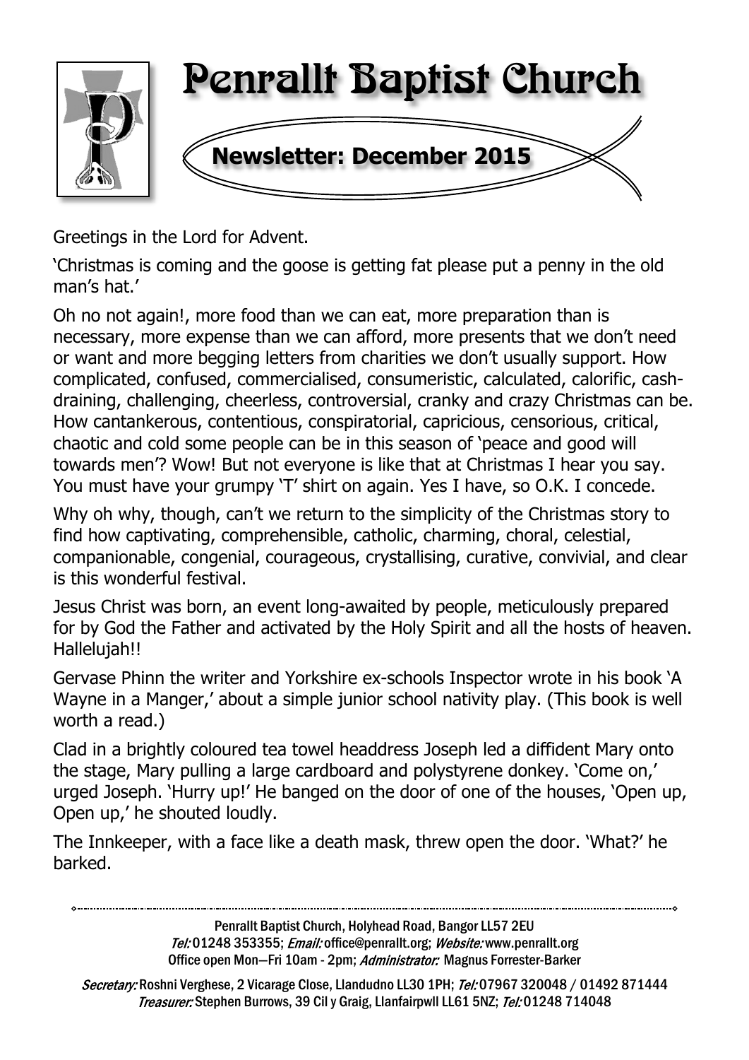# Penrallt Baptist Church

## Newsletter: December 2015

Greetings in the Lord for Advent.

'Christmas is coming and the goose is getting fat please put a penny in the old man's hat.'

Oh no not again!, more food than we can eat, more preparation than is necessary, more expense than we can afford, more presents that we don't need or want and more begging letters from charities we don't usually support. How complicated, confused, commercialised, consumeristic, calculated, calorific, cash-draining, challenging, cheerless, controversial, cranky and crazy Christmas can be. How cantankerous, contentious, conspiratorial, capricious, censorious, critical, chaotic and cold some people can be in this season of 'peace and good will towards men'? Wow! But not everyone is like that at Christmas I hear you say. You must have your grumpy 'T' shirt on again. Yes I have, so O.K. I concede.

Why oh why, though, can't we return to the simplicity of the Christmas story to find how captivating, comprehensible, catholic, charming, choral, celestial, companionable, congenial, courageous, crystallising, curative, convivial, and clear is this wonderful festival.

Jesus Christ was born, an event long-awaited by people, meticulously prepared for by God the Father and activated by the Holy Spirit and all the hosts of heaven. Hallelujah!!

Gervase Phinn the writer and Yorkshire ex-schools Inspector wrote in his book 'A Wayne in a Manger,' about a simple junior school nativity play. (This book is well worth a read.)

Clad in a brightly coloured tea towel headdress Joseph led a diffident Mary onto the stage, Mary pulling a large cardboard and polystyrene donkey. 'Come on,' urged Joseph. 'Hurry up!' He banged on the door of one of the houses, 'Open up, Open up,' he shouted loudly.

The Innkeeper, with a face like a death mask, threw open the door. 'What?' he barked.

---

Penrallt Baptist Church, Holyhead Road, Bangor LL57 2EU
*Tel:* 01248 353355; *Email:* office@penrallt.org; *Website:* www.penrallt.org
Office open Mon—Fri 10am - 2pm; *Administrator:* Magnus Forrester-Barker

*Secretary:* Roshni Verghese, 2 Vicarage Close, Llandudno LL30 1PH; *Tel:* 07967 320048 / 01492 871444
*Treasurer:* Stephen Burrows, 39 Cil y Graig, Llanfairpwll LL61 5NZ; *Tel:* 01248 714048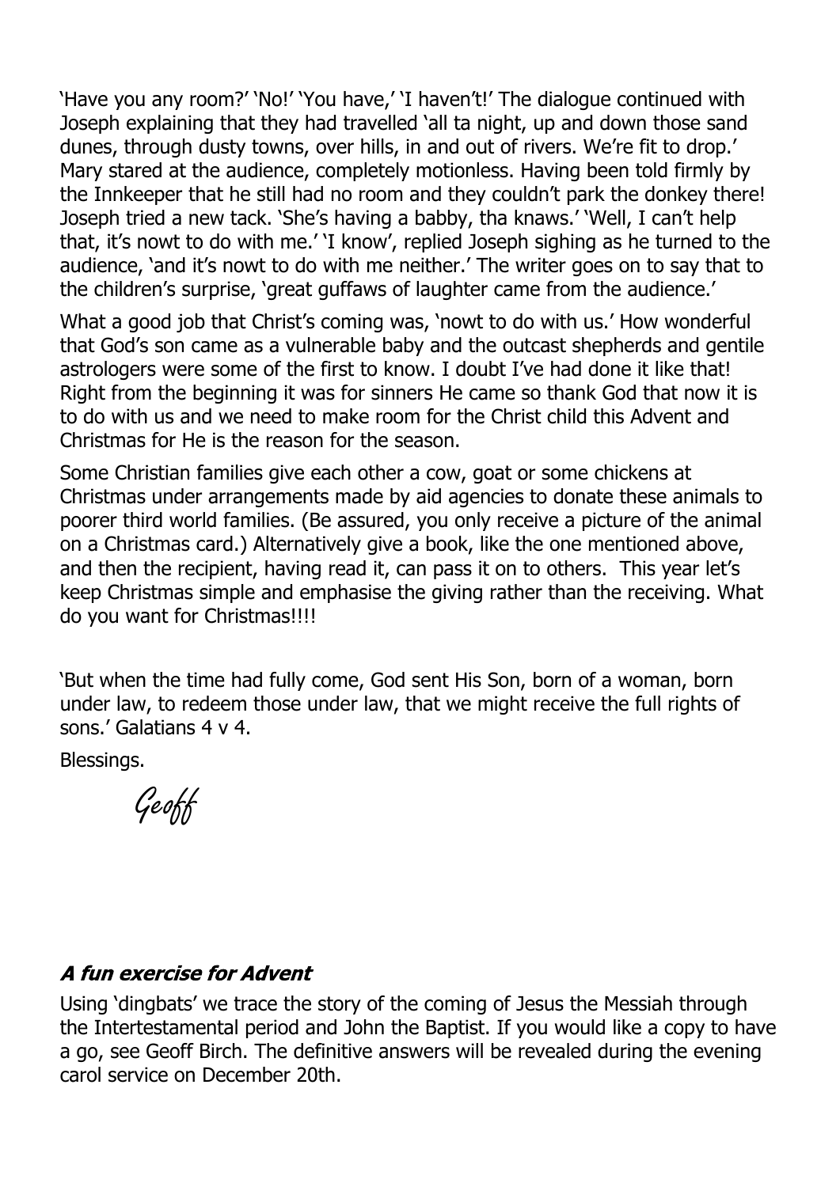'Have you any room?' 'No!' 'You have,' 'I haven't!' The dialogue continued with Joseph explaining that they had travelled 'all ta night, up and down those sand dunes, through dusty towns, over hills, in and out of rivers. We're fit to drop.' Mary stared at the audience, completely motionless. Having been told firmly by the Innkeeper that he still had no room and they couldn't park the donkey there! Joseph tried a new tack. 'She's having a babby, tha knaws.' 'Well, I can't help that, it's nowt to do with me.' 'I know', replied Joseph sighing as he turned to the audience, 'and it's nowt to do with me neither.' The writer goes on to say that to the children's surprise, 'great guffaws of laughter came from the audience.'

What a good job that Christ's coming was, 'nowt to do with us.' How wonderful that God's son came as a vulnerable baby and the outcast shepherds and gentile astrologers were some of the first to know. I doubt I've had done it like that! Right from the beginning it was for sinners He came so thank God that now it is to do with us and we need to make room for the Christ child this Advent and Christmas for He is the reason for the season.

Some Christian families give each other a cow, goat or some chickens at Christmas under arrangements made by aid agencies to donate these animals to poorer third world families. (Be assured, you only receive a picture of the animal on a Christmas card.) Alternatively give a book, like the one mentioned above, and then the recipient, having read it, can pass it on to others. This year let's keep Christmas simple and emphasise the giving rather than the receiving. What do you want for Christmas!!!!

'But when the time had fully come, God sent His Son, born of a woman, born under law, to redeem those under law, that we might receive the full rights of sons.' Galatians 4 v 4.

Blessings.

*Geoff*

### *A fun exercise for Advent*

Using 'dingbats' we trace the story of the coming of Jesus the Messiah through the Intertestamental period and John the Baptist. If you would like a copy to have a go, see Geoff Birch. The definitive answers will be revealed during the evening carol service on December 20th.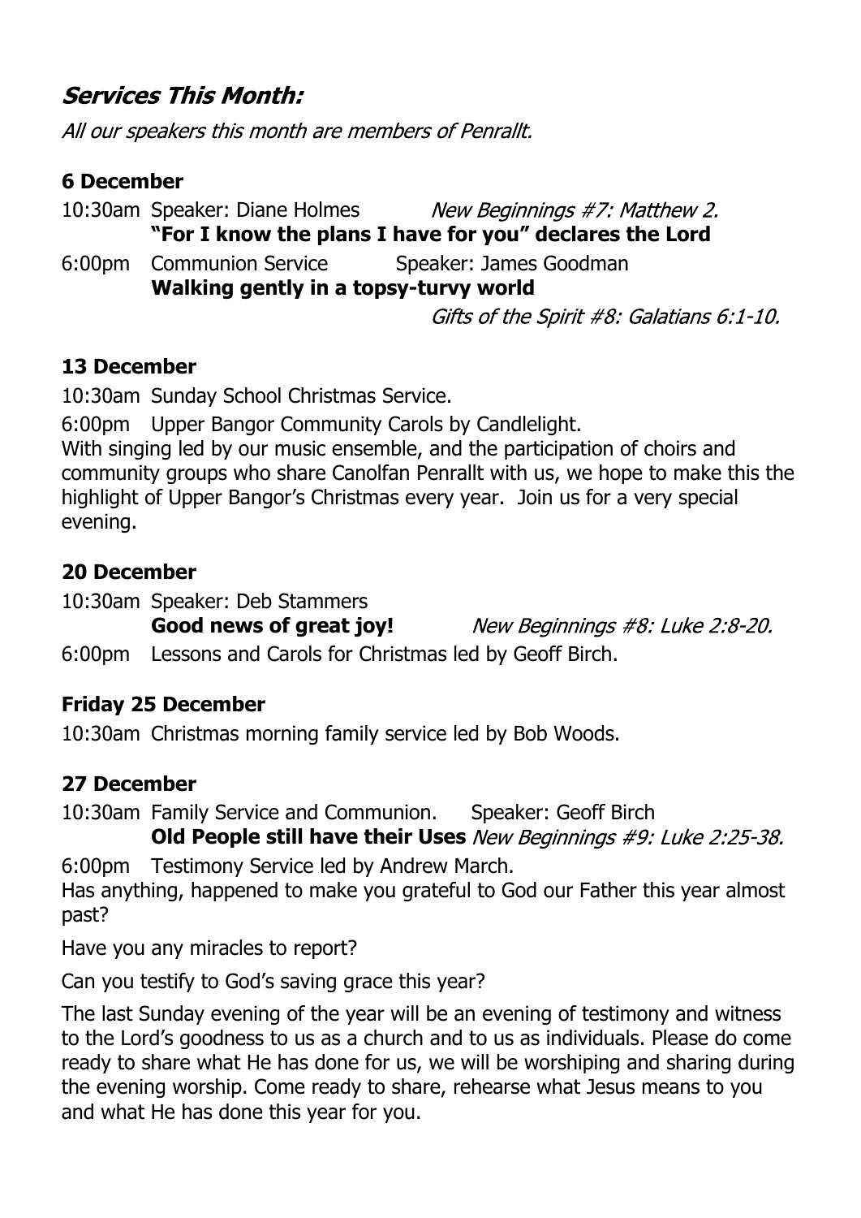## *Services This Month:*

*All our speakers this month are members of Penrallt.*

### 6 December

10:30am Speaker: Diane Holmes *New Beginnings #7: Matthew 2.*
**"For I know the plans I have for you" declares the Lord**

6:00pm Communion Service Speaker: James Goodman
**Walking gently in a topsy-turvy world**
*Gifts of the Spirit #8: Galatians 6:1-10.*

### 13 December

10:30am Sunday School Christmas Service.

6:00pm Upper Bangor Community Carols by Candlelight.
With singing led by our music ensemble, and the participation of choirs and community groups who share Canolfan Penrallt with us, we hope to make this the highlight of Upper Bangor's Christmas every year. Join us for a very special evening.

### 20 December

10:30am Speaker: Deb Stammers
**Good news of great joy!** *New Beginnings #8: Luke 2:8-20.*

6:00pm Lessons and Carols for Christmas led by Geoff Birch.

### Friday 25 December

10:30am Christmas morning family service led by Bob Woods.

### 27 December

10:30am Family Service and Communion. Speaker: Geoff Birch
**Old People still have their Uses** *New Beginnings #9: Luke 2:25-38.*

6:00pm Testimony Service led by Andrew March.
Has anything, happened to make you grateful to God our Father this year almost past?

Have you any miracles to report?

Can you testify to God's saving grace this year?

The last Sunday evening of the year will be an evening of testimony and witness to the Lord's goodness to us as a church and to us as individuals. Please do come ready to share what He has done for us, we will be worshiping and sharing during the evening worship. Come ready to share, rehearse what Jesus means to you and what He has done this year for you.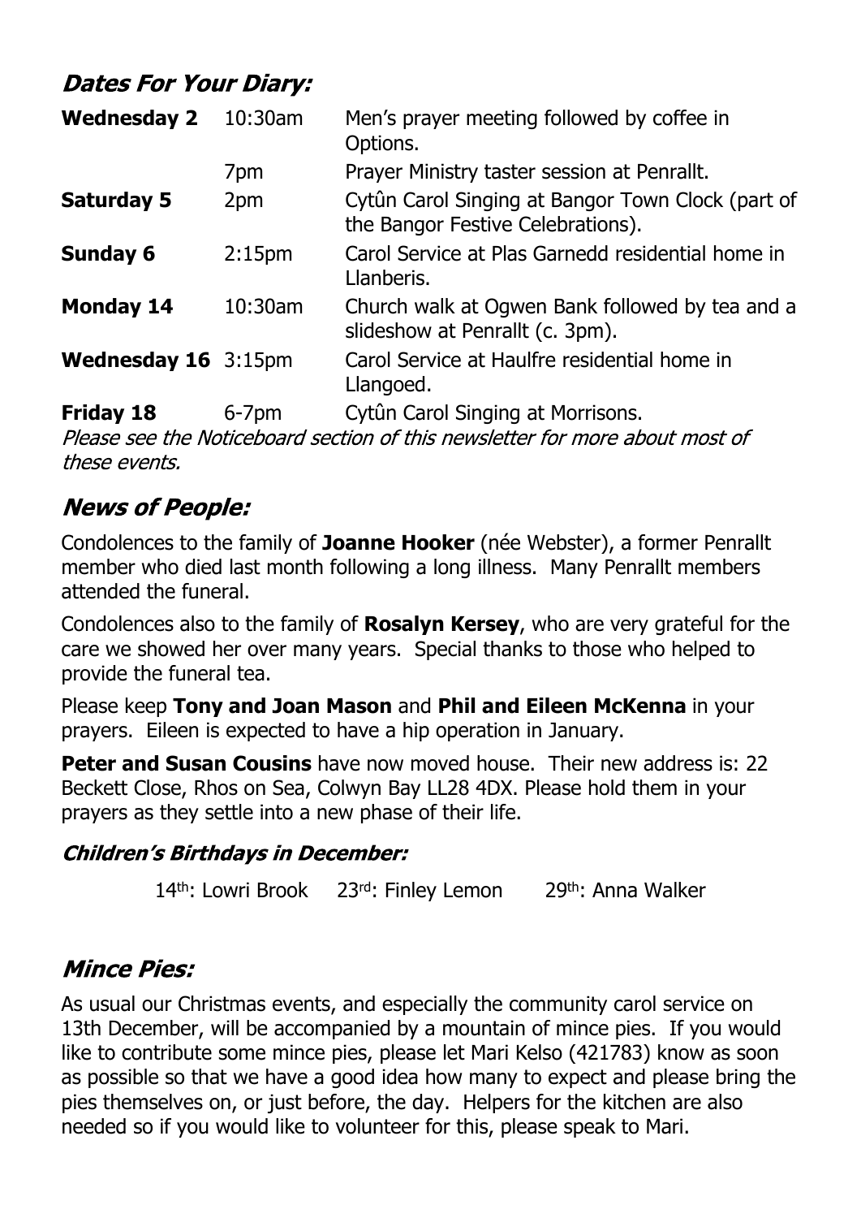## *Dates For Your Diary:*

| | | |
|---|---|---|
| **Wednesday 2** | 10:30am | Men's prayer meeting followed by coffee in Options. |
| | 7pm | Prayer Ministry taster session at Penrallt. |
| **Saturday 5** | 2pm | Cytûn Carol Singing at Bangor Town Clock (part of the Bangor Festive Celebrations). |
| **Sunday 6** | 2:15pm | Carol Service at Plas Garnedd residential home in Llanberis. |
| **Monday 14** | 10:30am | Church walk at Ogwen Bank followed by tea and a slideshow at Penrallt (c. 3pm). |
| **Wednesday 16** | 3:15pm | Carol Service at Haulfre residential home in Llangoed. |
| **Friday 18** | 6-7pm | Cytûn Carol Singing at Morrisons. |

*Please see the Noticeboard section of this newsletter for more about most of these events.*

## *News of People:*

Condolences to the family of **Joanne Hooker** (née Webster), a former Penrallt member who died last month following a long illness. Many Penrallt members attended the funeral.

Condolences also to the family of **Rosalyn Kersey**, who are very grateful for the care we showed her over many years. Special thanks to those who helped to provide the funeral tea.

Please keep **Tony and Joan Mason** and **Phil and Eileen McKenna** in your prayers. Eileen is expected to have a hip operation in January.

**Peter and Susan Cousins** have now moved house. Their new address is: 22 Beckett Close, Rhos on Sea, Colwyn Bay LL28 4DX. Please hold them in your prayers as they settle into a new phase of their life.

### *Children's Birthdays in December:*

14th: Lowri Brook 23rd: Finley Lemon 29th: Anna Walker

## *Mince Pies:*

As usual our Christmas events, and especially the community carol service on 13th December, will be accompanied by a mountain of mince pies. If you would like to contribute some mince pies, please let Mari Kelso (421783) know as soon as possible so that we have a good idea how many to expect and please bring the pies themselves on, or just before, the day. Helpers for the kitchen are also needed so if you would like to volunteer for this, please speak to Mari.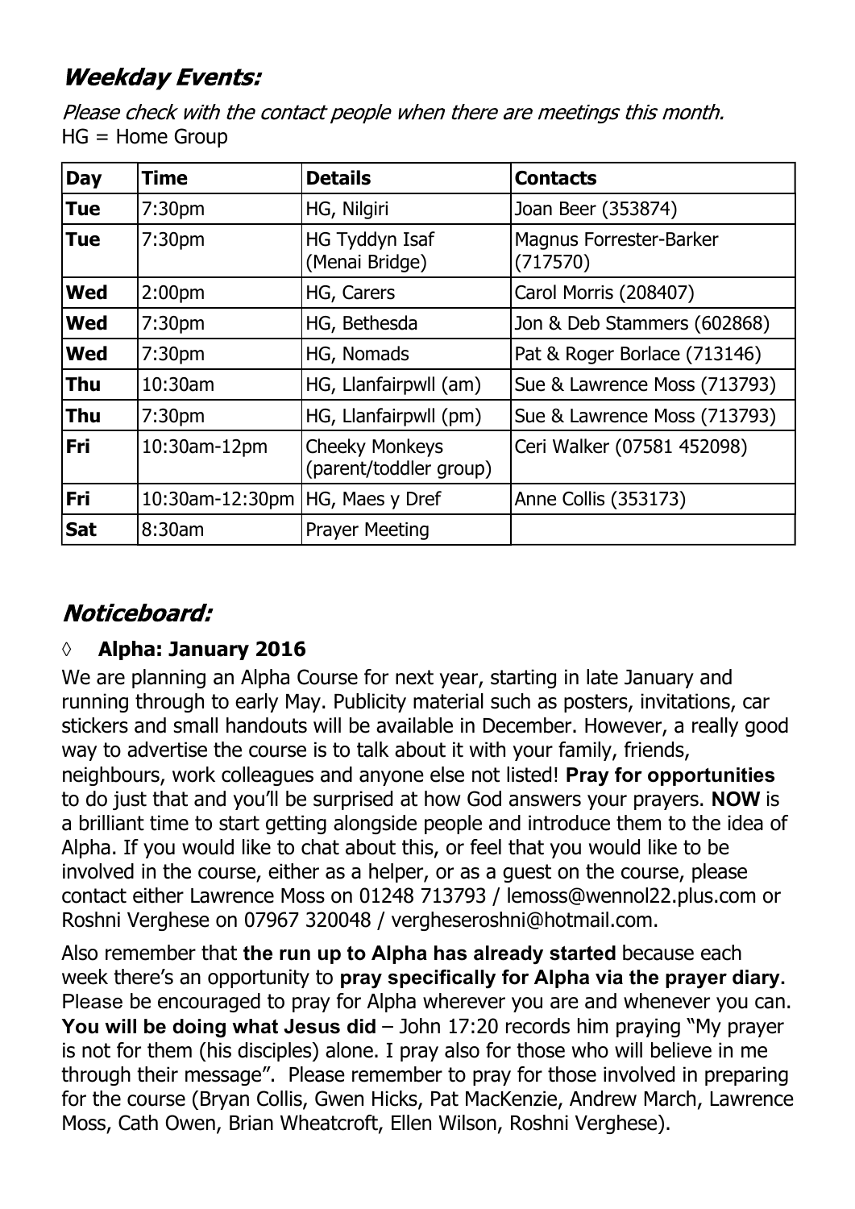## *Weekday Events:*

*Please check with the contact people when there are meetings this month.*
HG = Home Group

| Day | Time | Details | Contacts |
|---|---|---|---|
| **Tue** | 7:30pm | HG, Nilgiri | Joan Beer (353874) |
| **Tue** | 7:30pm | HG Tyddyn Isaf (Menai Bridge) | Magnus Forrester-Barker (717570) |
| **Wed** | 2:00pm | HG, Carers | Carol Morris (208407) |
| **Wed** | 7:30pm | HG, Bethesda | Jon & Deb Stammers (602868) |
| **Wed** | 7:30pm | HG, Nomads | Pat & Roger Borlace (713146) |
| **Thu** | 10:30am | HG, Llanfairpwll (am) | Sue & Lawrence Moss (713793) |
| **Thu** | 7:30pm | HG, Llanfairpwll (pm) | Sue & Lawrence Moss (713793) |
| **Fri** | 10:30am-12pm | Cheeky Monkeys (parent/toddler group) | Ceri Walker (07581 452098) |
| **Fri** | 10:30am-12:30pm | HG, Maes y Dref | Anne Collis (353173) |
| **Sat** | 8:30am | Prayer Meeting | |

## *Noticeboard:*

### ◊ Alpha: January 2016

We are planning an Alpha Course for next year, starting in late January and running through to early May. Publicity material such as posters, invitations, car stickers and small handouts will be available in December. However, a really good way to advertise the course is to talk about it with your family, friends, neighbours, work colleagues and anyone else not listed! **Pray for opportunities** to do just that and you'll be surprised at how God answers your prayers. **NOW** is a brilliant time to start getting alongside people and introduce them to the idea of Alpha. If you would like to chat about this, or feel that you would like to be involved in the course, either as a helper, or as a guest on the course, please contact either Lawrence Moss on 01248 713793 / lemoss@wennol22.plus.com or Roshni Verghese on 07967 320048 / vergheseroshni@hotmail.com.

Also remember that **the run up to Alpha has already started** because each week there's an opportunity to **pray specifically for Alpha via the prayer diary.** Please be encouraged to pray for Alpha wherever you are and whenever you can. **You will be doing what Jesus did** – John 17:20 records him praying "My prayer is not for them (his disciples) alone. I pray also for those who will believe in me through their message". Please remember to pray for those involved in preparing for the course (Bryan Collis, Gwen Hicks, Pat MacKenzie, Andrew March, Lawrence Moss, Cath Owen, Brian Wheatcroft, Ellen Wilson, Roshni Verghese).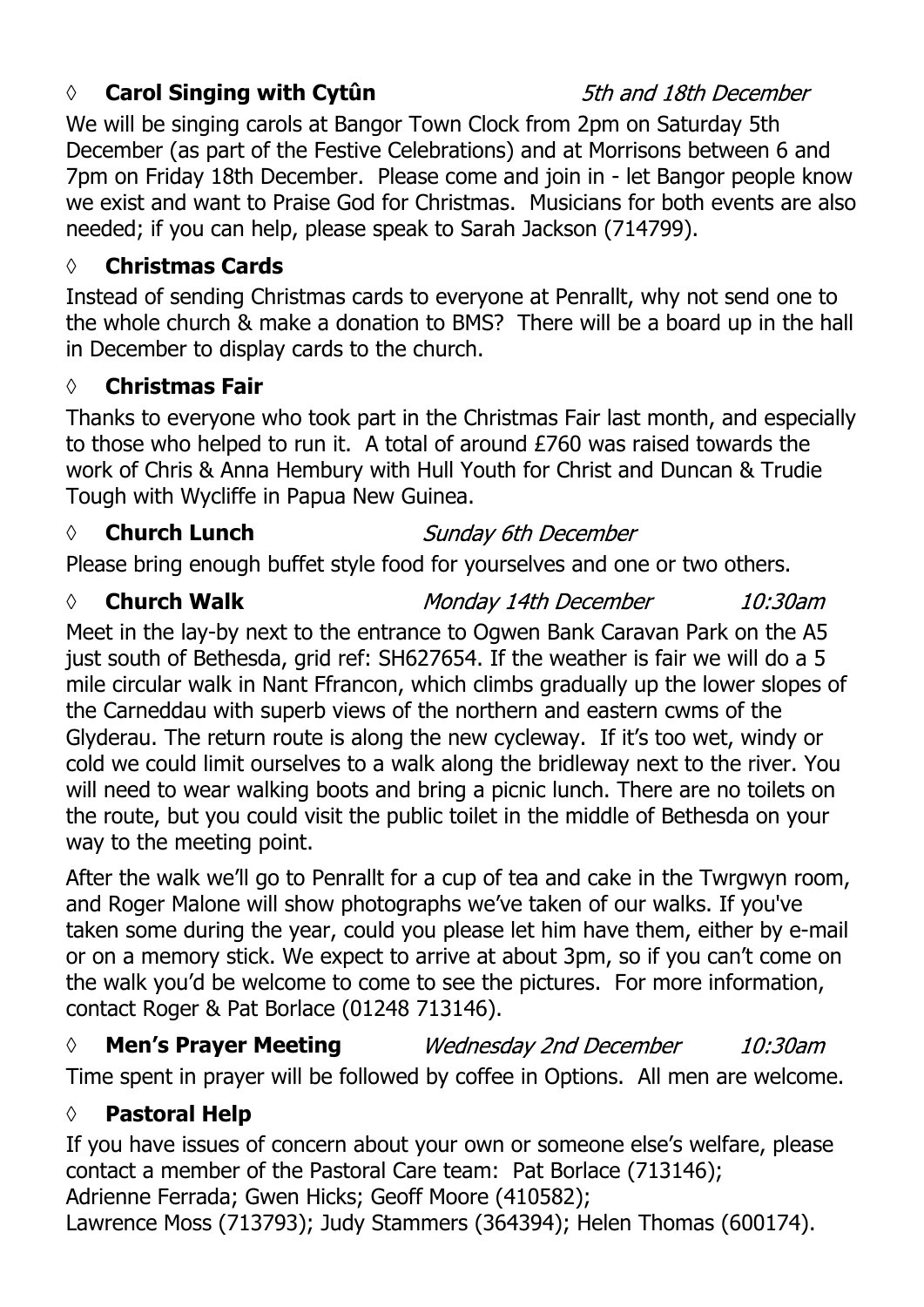### ◊ **Carol Singing with Cytûn** *5th and 18th December*

We will be singing carols at Bangor Town Clock from 2pm on Saturday 5th December (as part of the Festive Celebrations) and at Morrisons between 6 and 7pm on Friday 18th December. Please come and join in - let Bangor people know we exist and want to Praise God for Christmas. Musicians for both events are also needed; if you can help, please speak to Sarah Jackson (714799).

### ◊ **Christmas Cards**

Instead of sending Christmas cards to everyone at Penrallt, why not send one to the whole church & make a donation to BMS? There will be a board up in the hall in December to display cards to the church.

### ◊ **Christmas Fair**

Thanks to everyone who took part in the Christmas Fair last month, and especially to those who helped to run it. A total of around £760 was raised towards the work of Chris & Anna Hembury with Hull Youth for Christ and Duncan & Trudie Tough with Wycliffe in Papua New Guinea.

### ◊ **Church Lunch** *Sunday 6th December*

Please bring enough buffet style food for yourselves and one or two others.

### ◊ **Church Walk** *Monday 14th December* *10:30am*

Meet in the lay-by next to the entrance to Ogwen Bank Caravan Park on the A5 just south of Bethesda, grid ref: SH627654. If the weather is fair we will do a 5 mile circular walk in Nant Ffrancon, which climbs gradually up the lower slopes of the Carneddau with superb views of the northern and eastern cwms of the Glyderau. The return route is along the new cycleway. If it's too wet, windy or cold we could limit ourselves to a walk along the bridleway next to the river. You will need to wear walking boots and bring a picnic lunch. There are no toilets on the route, but you could visit the public toilet in the middle of Bethesda on your way to the meeting point.

After the walk we'll go to Penrallt for a cup of tea and cake in the Twrgwyn room, and Roger Malone will show photographs we've taken of our walks. If you've taken some during the year, could you please let him have them, either by e-mail or on a memory stick. We expect to arrive at about 3pm, so if you can't come on the walk you'd be welcome to come to see the pictures. For more information, contact Roger & Pat Borlace (01248 713146).

### ◊ **Men's Prayer Meeting** *Wednesday 2nd December* *10:30am*

Time spent in prayer will be followed by coffee in Options. All men are welcome.

### ◊ **Pastoral Help**

If you have issues of concern about your own or someone else's welfare, please contact a member of the Pastoral Care team: Pat Borlace (713146);
Adrienne Ferrada; Gwen Hicks; Geoff Moore (410582);
Lawrence Moss (713793); Judy Stammers (364394); Helen Thomas (600174).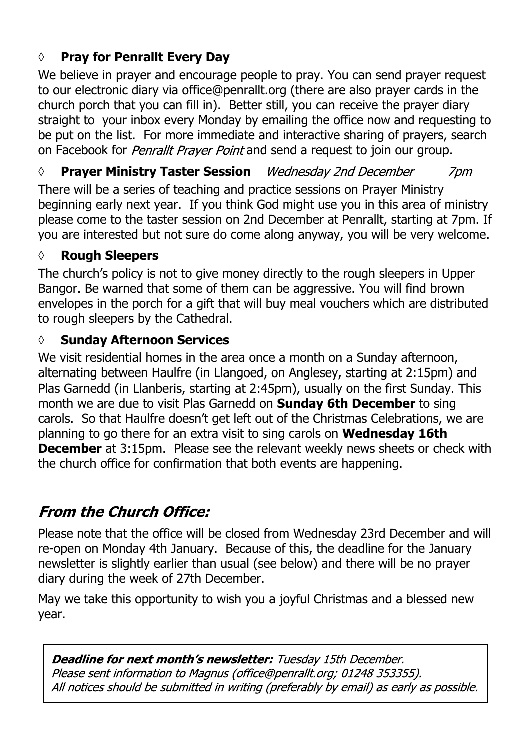### ◊ **Pray for Penrallt Every Day**

We believe in prayer and encourage people to pray. You can send prayer request to our electronic diary via office@penrallt.org (there are also prayer cards in the church porch that you can fill in). Better still, you can receive the prayer diary straight to your inbox every Monday by emailing the office now and requesting to be put on the list. For more immediate and interactive sharing of prayers, search on Facebook for *Penrallt Prayer Point* and send a request to join our group.

### ◊ **Prayer Ministry Taster Session** *Wednesday 2nd December 7pm*

There will be a series of teaching and practice sessions on Prayer Ministry beginning early next year. If you think God might use you in this area of ministry please come to the taster session on 2nd December at Penrallt, starting at 7pm. If you are interested but not sure do come along anyway, you will be very welcome.

### ◊ **Rough Sleepers**

The church's policy is not to give money directly to the rough sleepers in Upper Bangor. Be warned that some of them can be aggressive. You will find brown envelopes in the porch for a gift that will buy meal vouchers which are distributed to rough sleepers by the Cathedral.

### ◊ **Sunday Afternoon Services**

We visit residential homes in the area once a month on a Sunday afternoon, alternating between Haulfre (in Llangoed, on Anglesey, starting at 2:15pm) and Plas Garnedd (in Llanberis, starting at 2:45pm), usually on the first Sunday. This month we are due to visit Plas Garnedd on **Sunday 6th December** to sing carols. So that Haulfre doesn't get left out of the Christmas Celebrations, we are planning to go there for an extra visit to sing carols on **Wednesday 16th December** at 3:15pm. Please see the relevant weekly news sheets or check with the church office for confirmation that both events are happening.

## *From the Church Office:*

Please note that the office will be closed from Wednesday 23rd December and will re-open on Monday 4th January. Because of this, the deadline for the January newsletter is slightly earlier than usual (see below) and there will be no prayer diary during the week of 27th December.

May we take this opportunity to wish you a joyful Christmas and a blessed new year.

***Deadline for next month's newsletter:*** *Tuesday 15th December.*
*Please sent information to Magnus (office@penrallt.org; 01248 353355).*
*All notices should be submitted in writing (preferably by email) as early as possible.*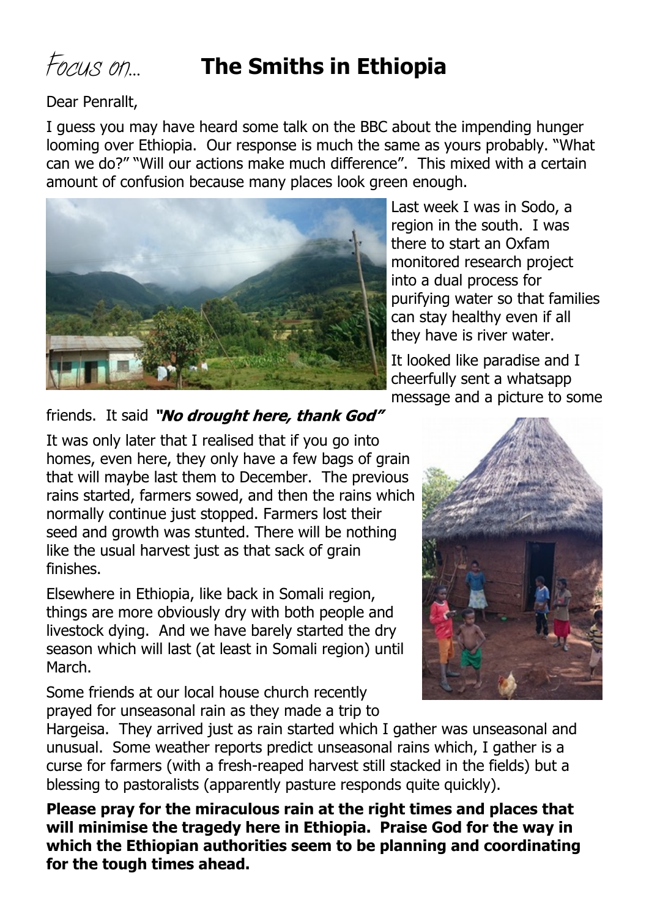# *Focus on...* **The Smiths in Ethiopia**

Dear Penrallt,

I guess you may have heard some talk on the BBC about the impending hunger looming over Ethiopia. Our response is much the same as yours probably. "What can we do?" "Will our actions make much difference". This mixed with a certain amount of confusion because many places look green enough.

Last week I was in Sodo, a region in the south. I was there to start an Oxfam monitored research project into a dual process for purifying water so that families can stay healthy even if all they have is river water.

It looked like paradise and I cheerfully sent a whatsapp message and a picture to some friends. It said ***"No drought here, thank God"***

It was only later that I realised that if you go into homes, even here, they only have a few bags of grain that will maybe last them to December. The previous rains started, farmers sowed, and then the rains which normally continue just stopped. Farmers lost their seed and growth was stunted. There will be nothing like the usual harvest just as that sack of grain finishes.

Elsewhere in Ethiopia, like back in Somali region, things are more obviously dry with both people and livestock dying. And we have barely started the dry season which will last (at least in Somali region) until March.

Some friends at our local house church recently prayed for unseasonal rain as they made a trip to Hargeisa. They arrived just as rain started which I gather was unseasonal and unusual. Some weather reports predict unseasonal rains which, I gather is a curse for farmers (with a fresh-reaped harvest still stacked in the fields) but a blessing to pastoralists (apparently pasture responds quite quickly).

**Please pray for the miraculous rain at the right times and places that will minimise the tragedy here in Ethiopia. Praise God for the way in which the Ethiopian authorities seem to be planning and coordinating for the tough times ahead.**